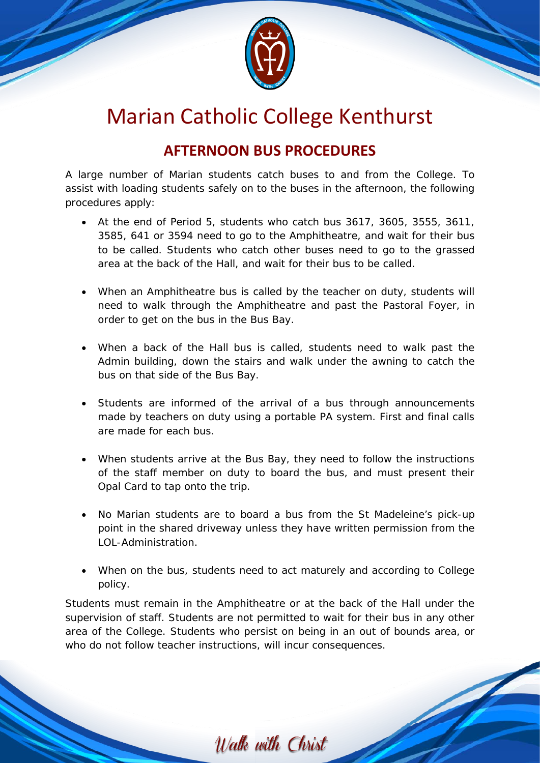# Marian Catholic College Kenthurst

## AFTERNOON BUS PROCEDURES

A large number of Marian students catch buses to and from the College. To assist with loading students safely on to the buses in the afternoon, the following procedures apply:

- At the end of Period 5, students who catch bus 3617, 3605, 3555, 3611, 3585, 641 or 3594 need to go to the Amphitheatre, and wait for their bus to be called. Students who catch other buses need to go to the grassed area at the back of the Hall, and wait for their bus to be called.
- When an Amphitheatre bus is called by the teacher on duty, students will need to walk through the Amphitheatre and past the Pastoral Foyer, in order to get on the bus in the Bus Bay.
- When a back of the Hall bus is called, students need to walk past the Admin building, down the stairs and walk under the awning to catch the bus on that side of the Bus Bay.
- Students are informed of the arrival of a bus through announcements made by teachers on duty using a portable PA system. First and final calls are made for each bus.
- When students arrive at the Bus Bay, they need to follow the instructions of the staff member on duty to board the bus, and must present their Opal Card to tap onto the trip.
- No Marian students are to board a bus from the St Madeleine's pick-up point in the shared driveway unless they have written permission from the LOL-Administration.
- When on the bus, students need to act maturely and according to College policy.

Students must remain in the Amphitheatre or at the back of the Hall under the supervision of staff. Students are not permitted to wait for their bus in any other area of the College. Students who persist on being in an out of bounds area, or who do not follow teacher instructions, will incur consequences.

*Walk with Christ*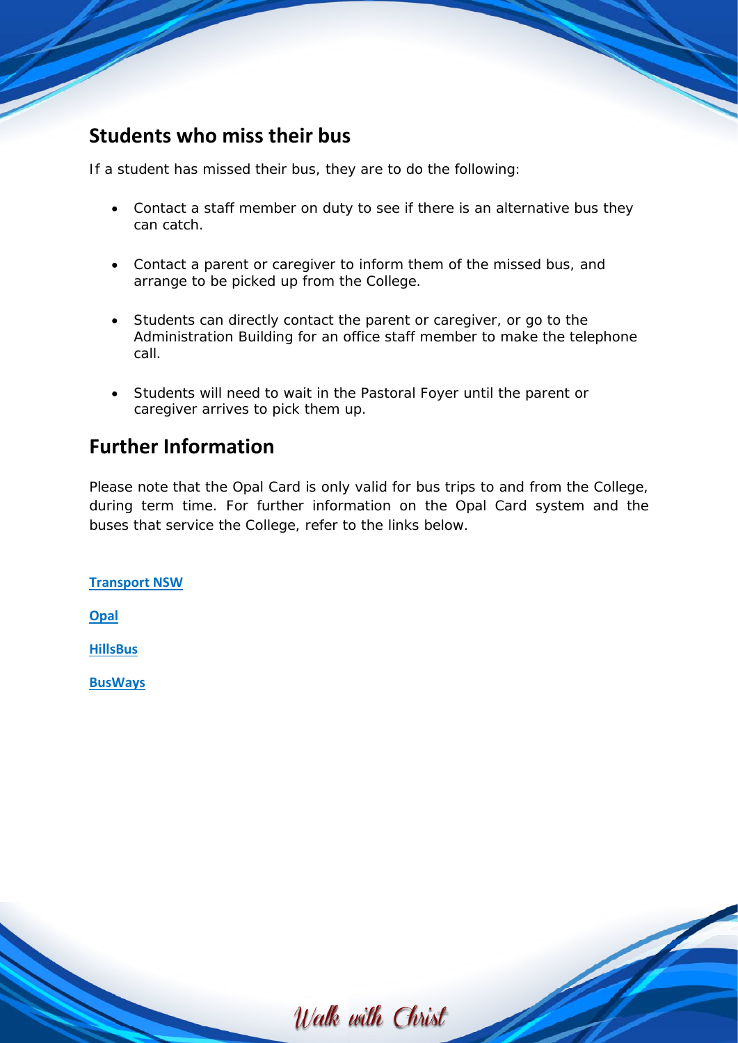## Students who miss their bus

If a student has missed their bus, they are to do the following:

- Contact a staff member on duty to see if there is an alternative bus they can catch.
- Contact a parent or caregiver to inform them of the missed bus, and arrange to be picked up from the College.
- Students can directly contact the parent or caregiver, or go to the Administration Building for an office staff member to make the telephone call.
- Students will need to wait in the Pastoral Foyer until the parent or caregiver arrives to pick them up.

## Further Information

Please note that the Opal Card is only valid for bus trips to and from the College, during term time. For further information on the Opal Card system and the buses that service the College, refer to the links below.

**Transport NSW**

**Opal**

**HillsBus**

**BusWays**

*Walk with Christ*